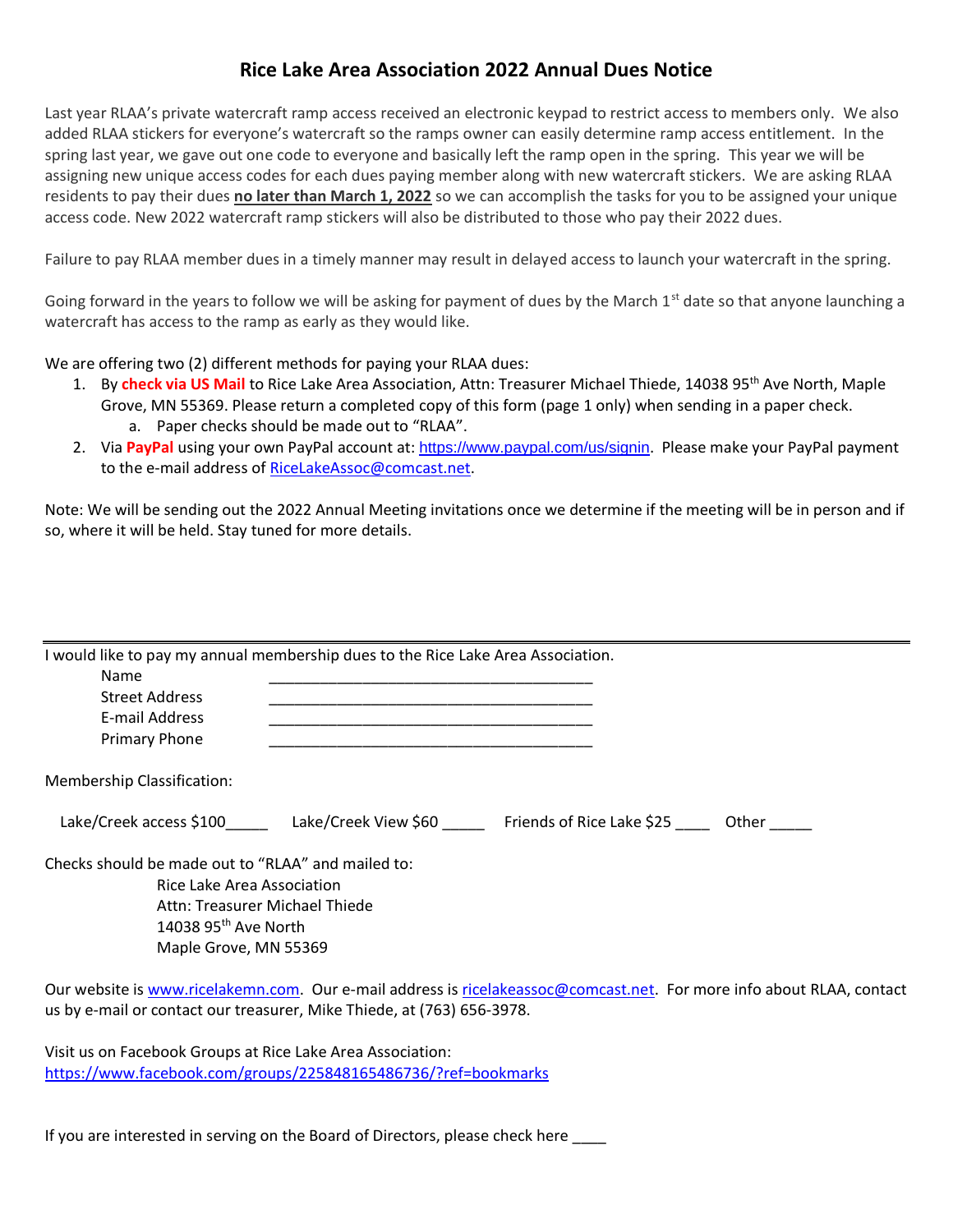# Rice Lake Area Association 2022 Annual Dues Notice

Last year RLAA's private watercraft ramp access received an electronic keypad to restrict access to members only. We also added RLAA stickers for everyone's watercraft so the ramps owner can easily determine ramp access entitlement. In the spring last year, we gave out one code to everyone and basically left the ramp open in the spring. This year we will be assigning new unique access codes for each dues paying member along with new watercraft stickers. We are asking RLAA residents to pay their dues **no later than March 1, 2022** so we can accomplish the tasks for you to be assigned your unique access code. New 2022 watercraft ramp stickers will also be distributed to those who pay their 2022 dues.

Failure to pay RLAA member dues in a timely manner may result in delayed access to launch your watercraft in the spring.

Going forward in the years to follow we will be asking for payment of dues by the March 1st date so that anyone launching a watercraft has access to the ramp as early as they would like.

We are offering two (2) different methods for paying your RLAA dues:

1. By **check via US Mail** to Rice Lake Area Association, Attn: Treasurer Michael Thiede, 14038 95th Ave North, Maple Grove, MN 55369. Please return a completed copy of this form (page 1 only) when sending in a paper check.
   a. Paper checks should be made out to "RLAA".
2. Via **PayPal** using your own PayPal account at: https://www.paypal.com/us/signin. Please make your PayPal payment to the e-mail address of RiceLakeAssoc@comcast.net.

Note: We will be sending out the 2022 Annual Meeting invitations once we determine if the meeting will be in person and if so, where it will be held. Stay tuned for more details.

---

I would like to pay my annual membership dues to the Rice Lake Area Association.

Name ______________________________________

Street Address ______________________________________

E-mail Address ______________________________________

Primary Phone ______________________________________

Membership Classification:

Lake/Creek access $100_____ Lake/Creek View $60 _____ Friends of Rice Lake $25 ____ Other _____

Checks should be made out to "RLAA" and mailed to:

Rice Lake Area Association
Attn: Treasurer Michael Thiede
14038 95th Ave North
Maple Grove, MN 55369

Our website is www.ricelakemn.com. Our e-mail address is ricelakeassoc@comcast.net. For more info about RLAA, contact us by e-mail or contact our treasurer, Mike Thiede, at (763) 656-3978.

Visit us on Facebook Groups at Rice Lake Area Association:
https://www.facebook.com/groups/225848165486736/?ref=bookmarks

If you are interested in serving on the Board of Directors, please check here ____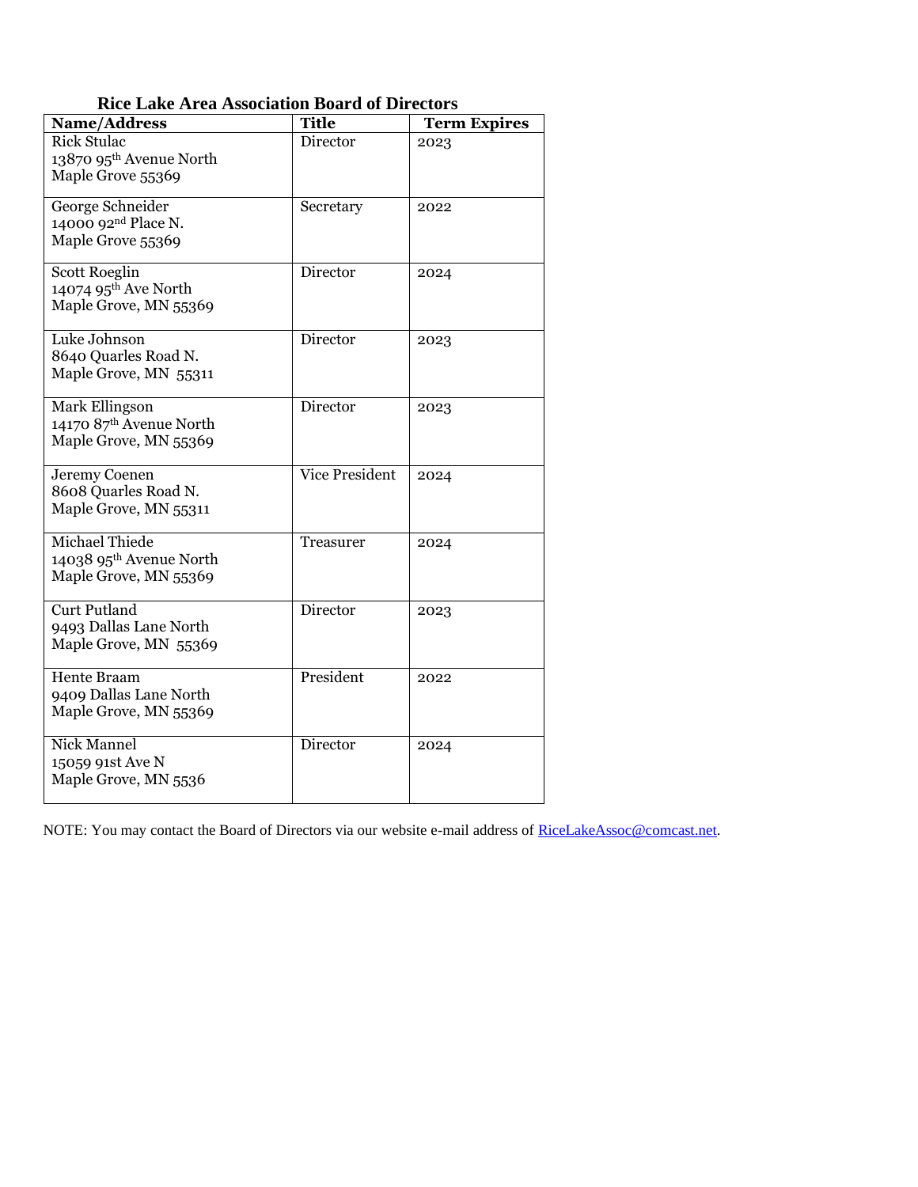# Rice Lake Area Association Board of Directors

| Name/Address | Title | Term Expires |
|---|---|---|
| Rick Stulac<br>13870 95th Avenue North<br>Maple Grove 55369 | Director | 2023 |
| George Schneider<br>14000 92nd Place N.<br>Maple Grove 55369 | Secretary | 2022 |
| Scott Roeglin<br>14074 95th Ave North<br>Maple Grove, MN 55369 | Director | 2024 |
| Luke Johnson<br>8640 Quarles Road N.<br>Maple Grove, MN 55311 | Director | 2023 |
| Mark Ellingson<br>14170 87th Avenue North<br>Maple Grove, MN 55369 | Director | 2023 |
| Jeremy Coenen<br>8608 Quarles Road N.<br>Maple Grove, MN 55311 | Vice President | 2024 |
| Michael Thiede<br>14038 95th Avenue North<br>Maple Grove, MN 55369 | Treasurer | 2024 |
| Curt Putland<br>9493 Dallas Lane North<br>Maple Grove, MN 55369 | Director | 2023 |
| Hente Braam<br>9409 Dallas Lane North<br>Maple Grove, MN 55369 | President | 2022 |
| Nick Mannel<br>15059 91st Ave N<br>Maple Grove, MN 5536 | Director | 2024 |

NOTE: You may contact the Board of Directors via our website e-mail address of RiceLakeAssoc@comcast.net.